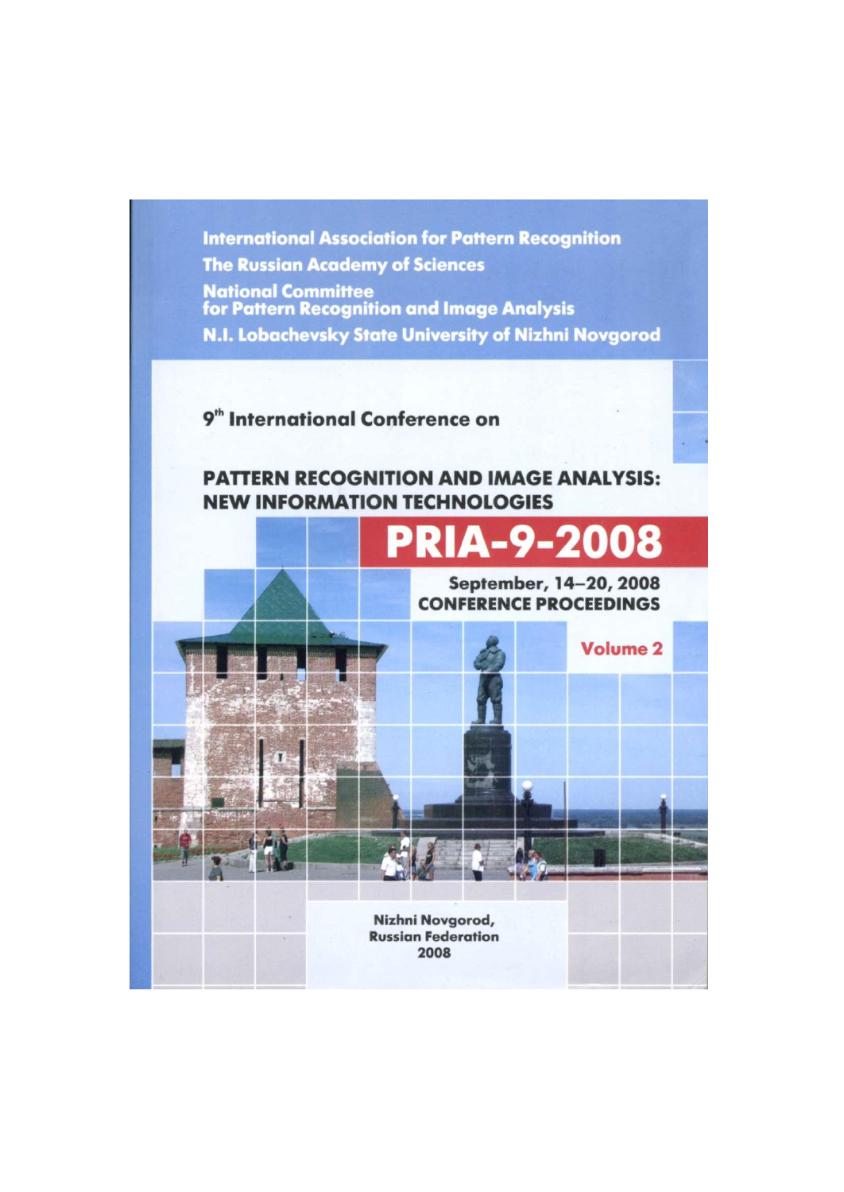International Association for Pattern Recognition

The Russian Academy of Sciences

National Committee for Pattern Recognition and Image Analysis

N.I. Lobachevsky State University of Nizhni Novgorod

9th International Conference on

# PATTERN RECOGNITION AND IMAGE ANALYSIS: NEW INFORMATION TECHNOLOGIES

# PRIA-9-2008

September, 14–20, 2008

CONFERENCE PROCEEDINGS

Volume 2

Nizhni Novgorod, Russian Federation

2008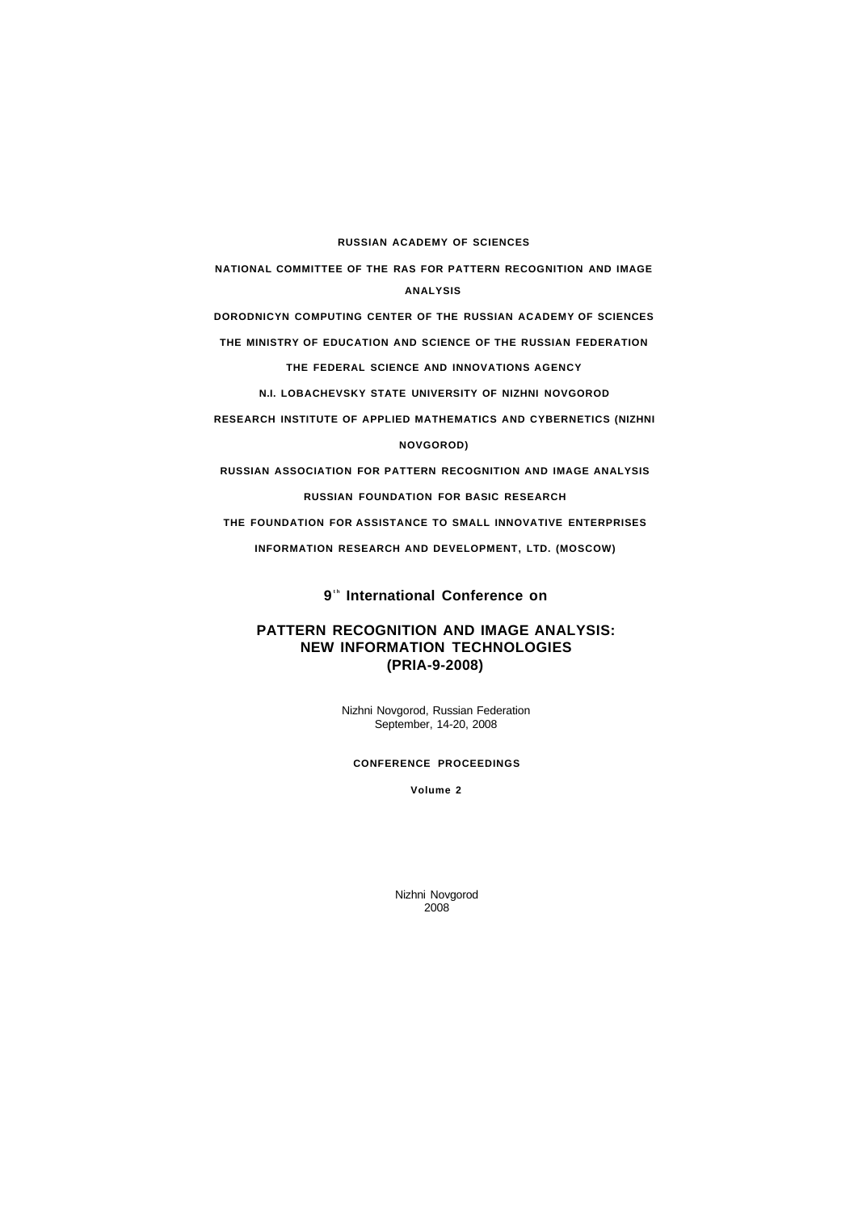**RUSSIAN ACADEMY OF SCIENCES**

**NATIONAL COMMITTEE OF THE RAS FOR PATTERN RECOGNITION AND IMAGE ANALYSIS**

**DORODNICYN COMPUTING CENTER OF THE RUSSIAN ACADEMY OF SCIENCES**

**THE MINISTRY OF EDUCATION AND SCIENCE OF THE RUSSIAN FEDERATION**

**THE FEDERAL SCIENCE AND INNOVATIONS AGENCY**

**N.I. LOBACHEVSKY STATE UNIVERSITY OF NIZHNI NOVGOROD**

**RESEARCH INSTITUTE OF APPLIED MATHEMATICS AND CYBERNETICS (NIZHNI NOVGOROD)**

**RUSSIAN ASSOCIATION FOR PATTERN RECOGNITION AND IMAGE ANALYSIS**

**RUSSIAN FOUNDATION FOR BASIC RESEARCH**

**THE FOUNDATION FOR ASSISTANCE TO SMALL INNOVATIVE ENTERPRISES**

**INFORMATION RESEARCH AND DEVELOPMENT, LTD. (MOSCOW)**

## 9th International Conference on

# PATTERN RECOGNITION AND IMAGE ANALYSIS: NEW INFORMATION TECHNOLOGIES (PRIA-9-2008)

Nizhni Novgorod, Russian Federation
September, 14-20, 2008

**CONFERENCE PROCEEDINGS**

**Volume 2**

Nizhni Novgorod
2008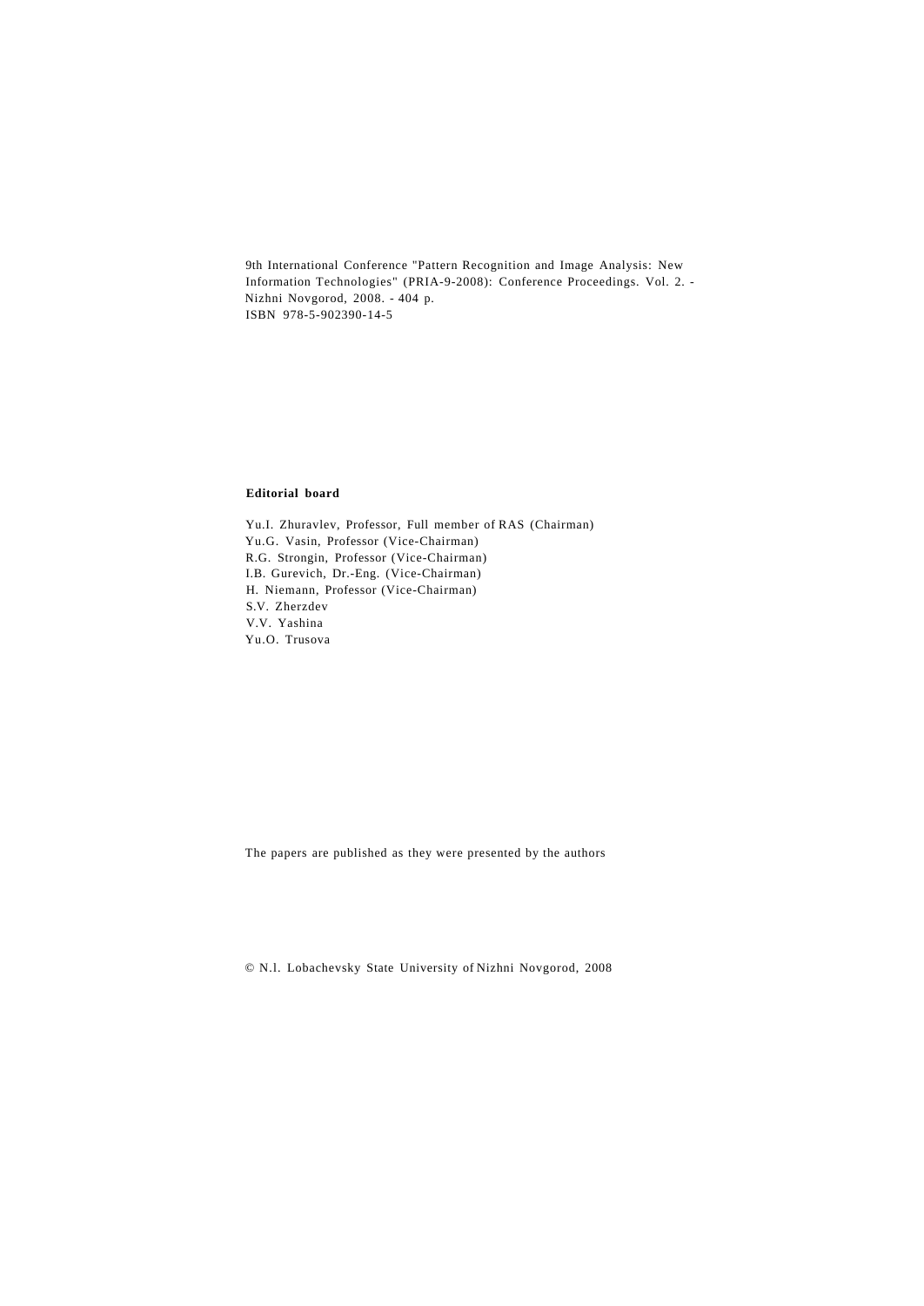9th International Conference "Pattern Recognition and Image Analysis: New Information Technologies" (PRIA-9-2008): Conference Proceedings. Vol. 2. - Nizhni Novgorod, 2008. - 404 p.
ISBN 978-5-902390-14-5

**Editorial board**

Yu.I. Zhuravlev, Professor, Full member of RAS (Chairman)
Yu.G. Vasin, Professor (Vice-Chairman)
R.G. Strongin, Professor (Vice-Chairman)
I.B. Gurevich, Dr.-Eng. (Vice-Chairman)
H. Niemann, Professor (Vice-Chairman)
S.V. Zherzdev
V.V. Yashina
Yu.O. Trusova

The papers are published as they were presented by the authors

© N.l. Lobachevsky State University of Nizhni Novgorod, 2008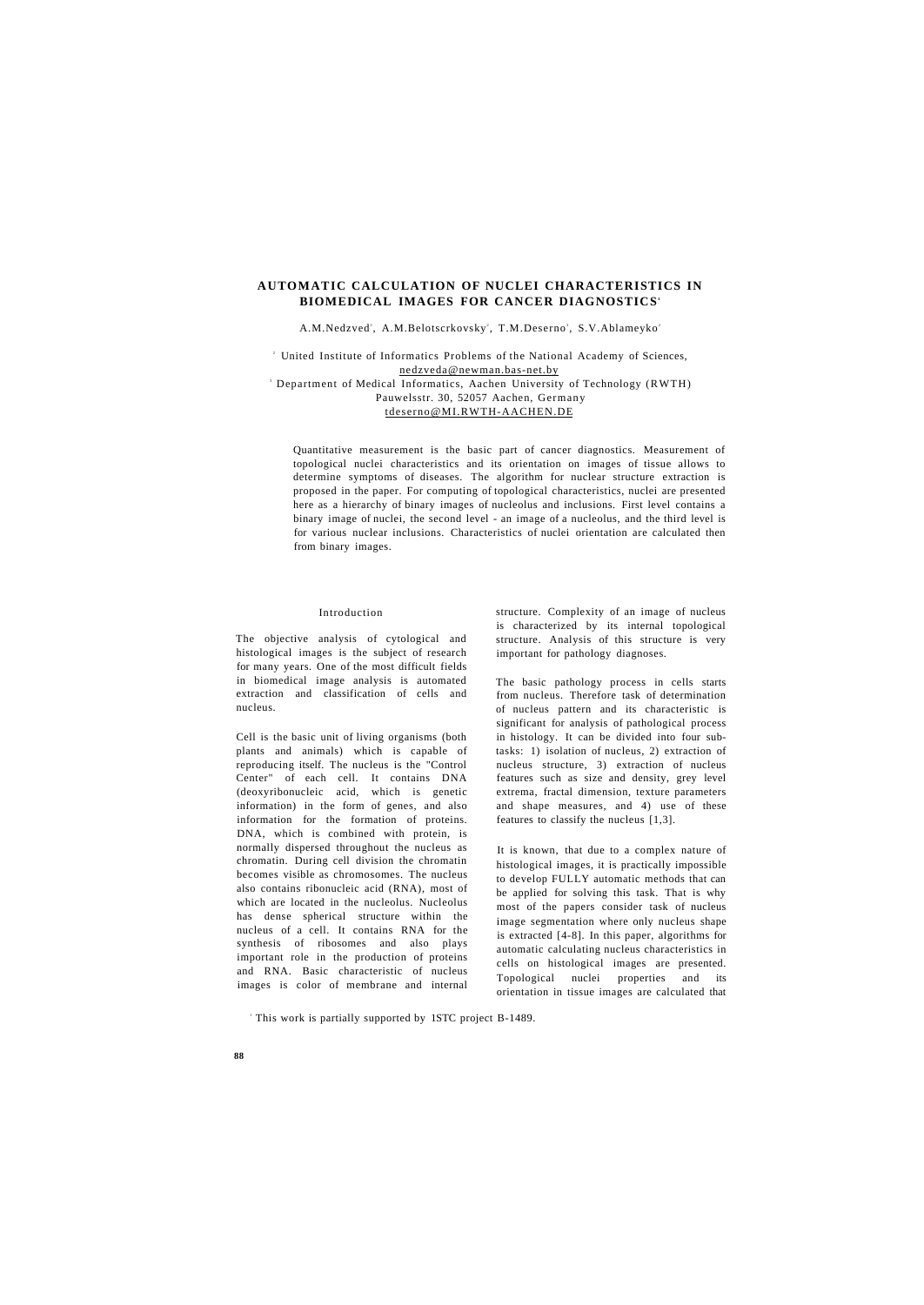# AUTOMATIC CALCULATION OF NUCLEI CHARACTERISTICS IN BIOMEDICAL IMAGES FOR CANCER DIAGNOSTICS[1]

A.M.Nedzved[2], A.M.Belotscrkovsky[2], T.M.Deserno[3], S.V.Ablameyko[2]

[2] United Institute of Informatics Problems of the National Academy of Sciences, nedzveda@newman.bas-net.by

[3] Department of Medical Informatics, Aachen University of Technology (RWTH) Pauwelsstr. 30, 52057 Aachen, Germany tdeserno@MI.RWTH-AACHEN.DE

Quantitative measurement is the basic part of cancer diagnostics. Measurement of topological nuclei characteristics and its orientation on images of tissue allows to determine symptoms of diseases. The algorithm for nuclear structure extraction is proposed in the paper. For computing of topological characteristics, nuclei are presented here as a hierarchy of binary images of nucleolus and inclusions. First level contains a binary image of nuclei, the second level - an image of a nucleolus, and the third level is for various nuclear inclusions. Characteristics of nuclei orientation are calculated then from binary images.

## Introduction

The objective analysis of cytological and histological images is the subject of research for many years. One of the most difficult fields in biomedical image analysis is automated extraction and classification of cells and nucleus.

Cell is the basic unit of living organisms (both plants and animals) which is capable of reproducing itself. The nucleus is the "Control Center" of each cell. It contains DNA (deoxyribonucleic acid, which is genetic information) in the form of genes, and also information for the formation of proteins. DNA, which is combined with protein, is normally dispersed throughout the nucleus as chromatin. During cell division the chromatin becomes visible as chromosomes. The nucleus also contains ribonucleic acid (RNA), most of which are located in the nucleolus. Nucleolus has dense spherical structure within the nucleus of a cell. It contains RNA for the synthesis of ribosomes and also plays important role in the production of proteins and RNA. Basic characteristic of nucleus images is color of membrane and internal structure. Complexity of an image of nucleus is characterized by its internal topological structure. Analysis of this structure is very important for pathology diagnoses.

The basic pathology process in cells starts from nucleus. Therefore task of determination of nucleus pattern and its characteristic is significant for analysis of pathological process in histology. It can be divided into four sub-tasks: 1) isolation of nucleus, 2) extraction of nucleus structure, 3) extraction of nucleus features such as size and density, grey level extrema, fractal dimension, texture parameters and shape measures, and 4) use of these features to classify the nucleus [1,3].

It is known, that due to a complex nature of histological images, it is practically impossible to develop FULLY automatic methods that can be applied for solving this task. That is why most of the papers consider task of nucleus image segmentation where only nucleus shape is extracted [4-8]. In this paper, algorithms for automatic calculating nucleus characteristics in cells on histological images are presented. Topological nuclei properties and its orientation in tissue images are calculated that

[1] This work is partially supported by 1STC project B-1489.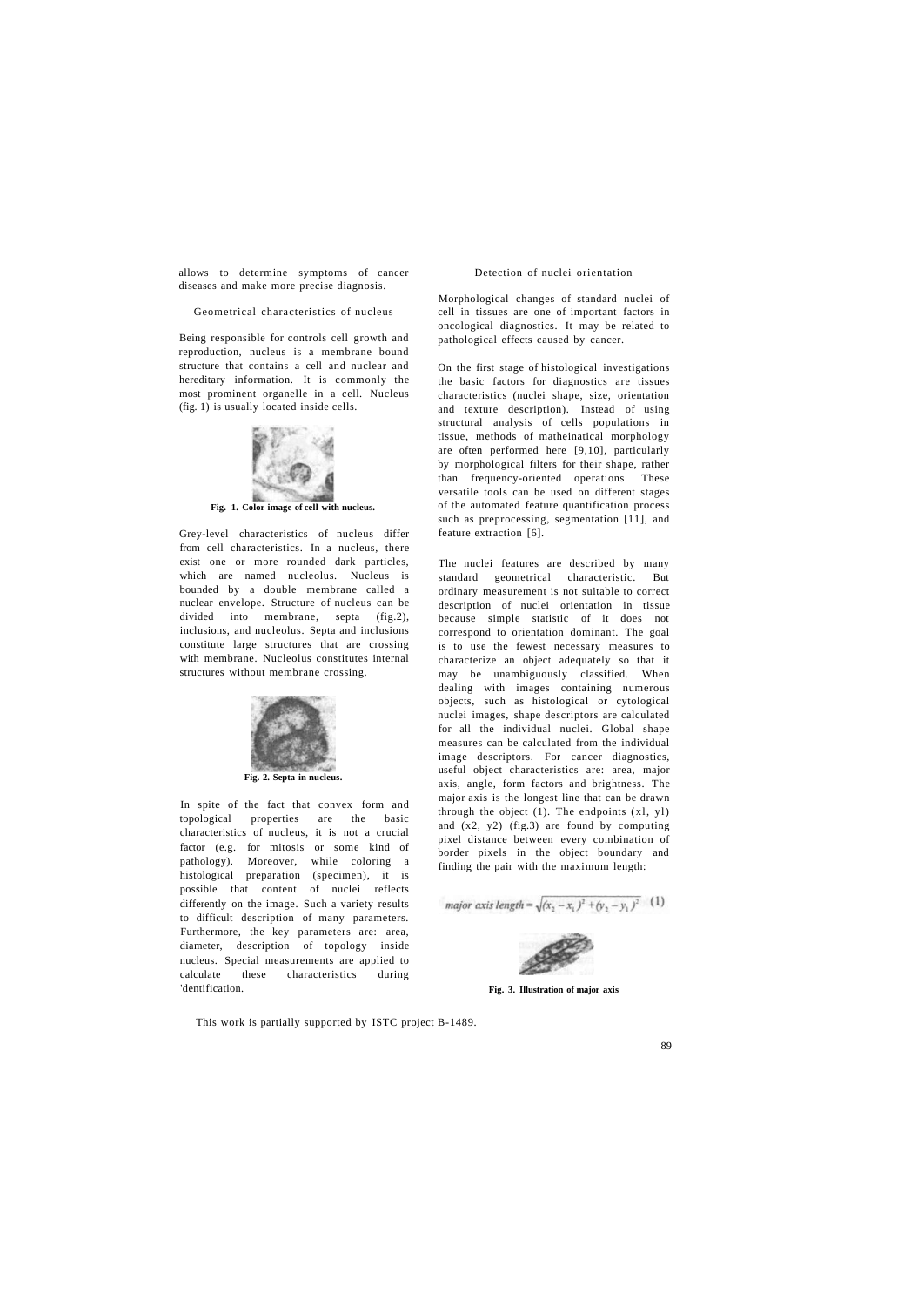allows to determine symptoms of cancer diseases and make more precise diagnosis.

## Geometrical characteristics of nucleus

Being responsible for controls cell growth and reproduction, nucleus is a membrane bound structure that contains a cell and nuclear and hereditary information. It is commonly the most prominent organelle in a cell. Nucleus (fig. 1) is usually located inside cells.

**Fig. 1. Color image of cell with nucleus.**

Grey-level characteristics of nucleus differ from cell characteristics. In a nucleus, there exist one or more rounded dark particles, which are named nucleolus. Nucleus is bounded by a double membrane called a nuclear envelope. Structure of nucleus can be divided into membrane, septa (fig.2), inclusions, and nucleolus. Septa and inclusions constitute large structures that are crossing with membrane. Nucleolus constitutes internal structures without membrane crossing.

**Fig. 2. Septa in nucleus.**

In spite of the fact that convex form and topological properties are the basic characteristics of nucleus, it is not a crucial factor (e.g. for mitosis or some kind of pathology). Moreover, while coloring a histological preparation (specimen), it is possible that content of nuclei reflects differently on the image. Such a variety results to difficult description of many parameters. Furthermore, the key parameters are: area, diameter, description of topology inside nucleus. Special measurements are applied to calculate these characteristics during 'dentification.

## Detection of nuclei orientation

Morphological changes of standard nuclei of cell in tissues are one of important factors in oncological diagnostics. It may be related to pathological effects caused by cancer.

On the first stage of histological investigations the basic factors for diagnostics are tissues characteristics (nuclei shape, size, orientation and texture description). Instead of using structural analysis of cells populations in tissue, methods of matheinatical morphology are often performed here [9,10], particularly by morphological filters for their shape, rather than frequency-oriented operations. These versatile tools can be used on different stages of the automated feature quantification process such as preprocessing, segmentation [11], and feature extraction [6].

The nuclei features are described by many standard geometrical characteristic. But ordinary measurement is not suitable to correct description of nuclei orientation in tissue because simple statistic of it does not correspond to orientation dominant. The goal is to use the fewest necessary measures to characterize an object adequately so that it may be unambiguously classified. When dealing with images containing numerous objects, such as histological or cytological nuclei images, shape descriptors are calculated for all the individual nuclei. Global shape measures can be calculated from the individual image descriptors. For cancer diagnostics, useful object characteristics are: area, major axis, angle, form factors and brightness. The major axis is the longest line that can be drawn through the object (1). The endpoints $(x1, y1)$ and $(x2, y2)$ (fig.3) are found by computing pixel distance between every combination of border pixels in the object boundary and finding the pair with the maximum length:

$$\textit{major axis length} = \sqrt{(x_2 - x_1)^2 + (y_2 - y_1)^2} \quad (1)$$

**Fig. 3. Illustration of major axis**

This work is partially supported by ISTC project B-1489.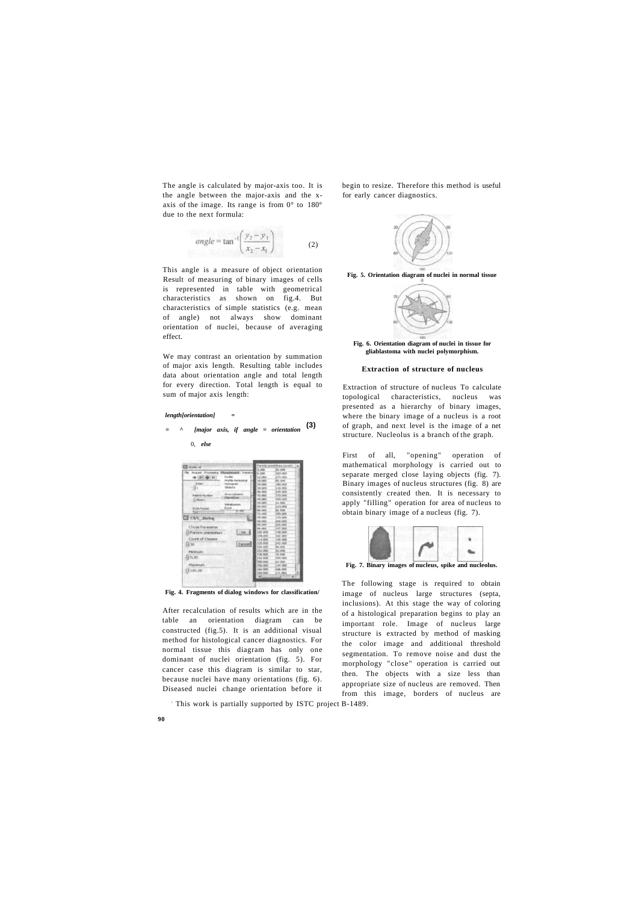The angle is calculated by major-axis too. It is the angle between the major-axis and the x-axis of the image. Its range is from 0° to 180° due to the next formula:

$$angle = \tan^{-1}\left(\frac{y_2 - y_1}{x_2 - x_1}\right) \qquad (2)$$

This angle is a measure of object orientation Result of measuring of binary images of cells is represented in table with geometrical characteristics as shown on fig.4. But characteristics of simple statistics (e.g. mean of angle) not always show dominant orientation of nuclei, because of averaging effect.

We may contrast an orientation by summation of major axis length. Resulting table includes data about orientation angle and total length for every direction. Total length is equal to sum of major axis length:

$$length[orientation] = \sum \begin{cases} major\ axis, & if\ angle = orientation \\ 0, & else \end{cases} \qquad (3)$$

**Fig. 4. Fragments of dialog windows for classification/**

After recalculation of results which are in the table an orientation diagram can be constructed (fig.5). It is an additional visual method for histological cancer diagnostics. For normal tissue this diagram has only one dominant of nuclei orientation (fig. 5). For cancer case this diagram is similar to star, because nuclei have many orientations (fig. 6). Diseased nuclei change orientation before it begin to resize. Therefore this method is useful for early cancer diagnostics.

**Fig. 5. Orientation diagram of nuclei in normal tissue**

**Fig. 6. Orientation diagram of nuclei in tissue for gliablastoma with nuclei polymorphism.**

### Extraction of structure of nucleus

Extraction of structure of nucleus To calculate topological characteristics, nucleus was presented as a hierarchy of binary images, where the binary image of a nucleus is a root of graph, and next level is the image of a net structure. Nucleolus is a branch of the graph.

First of all, "opening" operation of mathematical morphology is carried out to separate merged close laying objects (fig. 7). Binary images of nucleus structures (fig. 8) are consistently created then. It is necessary to apply "filling" operation for area of nucleus to obtain binary image of a nucleus (fig. 7).

**Fig. 7. Binary images of nucleus, spike and nucleolus.**

The following stage is required to obtain image of nucleus large structures (septa, inclusions). At this stage the way of coloring of a histological preparation begins to play an important role. Image of nucleus large structure is extracted by method of masking the color image and additional threshold segmentation. To remove noise and dust the morphology "close" operation is carried out then. The objects with a size less than appropriate size of nucleus are removed. Then from this image, borders of nucleus are

[1] This work is partially supported by ISTC project B-1489.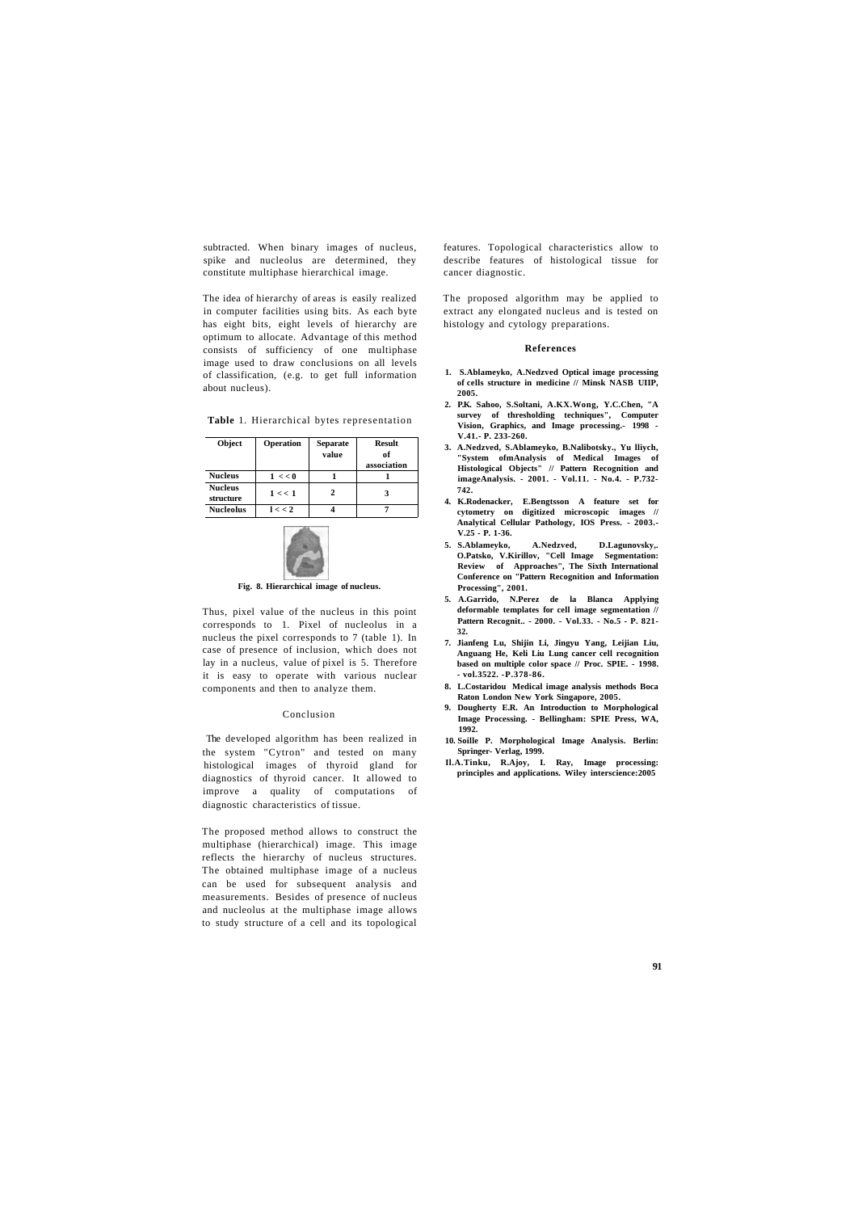subtracted. When binary images of nucleus, spike and nucleolus are determined, they constitute multiphase hierarchical image.

The idea of hierarchy of areas is easily realized in computer facilities using bits. As each byte has eight bits, eight levels of hierarchy are optimum to allocate. Advantage of this method consists of sufficiency of one multiphase image used to draw conclusions on all levels of classification, (e.g. to get full information about nucleus).

**Table** 1. Hierarchical bytes representation

| Object | Operation | Separate value | Result of association |
|---|---|---|---|
| Nucleus | 1 << 0 | 1 | 1 |
| Nucleus structure | 1 << 1 | 2 | 3 |
| Nucleolus | 1 << 2 | 4 | 7 |

**Fig. 8. Hierarchical image of nucleus.**

Thus, pixel value of the nucleus in this point corresponds to 1. Pixel of nucleolus in a nucleus the pixel corresponds to 7 (table 1). In case of presence of inclusion, which does not lay in a nucleus, value of pixel is 5. Therefore it is easy to operate with various nuclear components and then to analyze them.

## Conclusion

The developed algorithm has been realized in the system "Cytron" and tested on many histological images of thyroid gland for diagnostics of thyroid cancer. It allowed to improve a quality of computations of diagnostic characteristics of tissue.

The proposed method allows to construct the multiphase (hierarchical) image. This image reflects the hierarchy of nucleus structures. The obtained multiphase image of a nucleus can be used for subsequent analysis and measurements. Besides of presence of nucleus and nucleolus at the multiphase image allows to study structure of a cell and its topological features. Topological characteristics allow to describe features of histological tissue for cancer diagnostic.

The proposed algorithm may be applied to extract any elongated nucleus and is tested on histology and cytology preparations.

## References

1. **S.Ablameyko, A.Nedzved Optical image processing of cells structure in medicine // Minsk NASB UIIP, 2005.**
2. **P.K. Sahoo, S.Soltani, A.KX.Wong, Y.C.Chen, "A survey of thresholding techniques", Computer Vision, Graphics, and Image processing.- 1998 - V.41.- P. 233-260.**
3. **A.Nedzved, S.Ablameyko, B.Nalibotsky., Yu Iliych, "System ofmAnalysis of Medical Images of Histological Objects" // Pattern Recognition and imageAnalysis. - 2001. - Vol.11. - No.4. - P.732-742.**
4. **K.Rodenacker, E.Bengtsson A feature set for cytometry on digitized microscopic images // Analytical Cellular Pathology, IOS Press. - 2003.- V.25 - P. 1-36.**
5. **S.Ablameyko, A.Nedzved, D.Lagunovsky,. O.Patsko, V.Kirillov, "Cell Image Segmentation: Review of Approaches", The Sixth International Conference on "Pattern Recognition and Information Processing", 2001.**
6. **A.Garrido, N.Perez de la Blanca Applying deformable templates for cell image segmentation // Pattern Recognit.. - 2000. - Vol.33. - No.5 - P. 821-32.**
7. **Jianfeng Lu, Shijin Li, Jingyu Yang, Leijian Liu, Anguang He, Keli Liu Lung cancer cell recognition based on multiple color space // Proc. SPIE. - 1998. - vol.3522. -P.378-86.**
8. **L.Costaridou Medical image analysis methods Boca Raton London New York Singapore, 2005.**
9. **Dougherty E.R. An Introduction to Morphological Image Processing. - Bellingham: SPIE Press, WA, 1992.**
10. **Soille P. Morphological Image Analysis. Berlin: Springer- Verlag, 1999.**
11. **A.Tinku, R.Ajoy, I. Ray, Image processing: principles and applications. Wiley interscience:2005**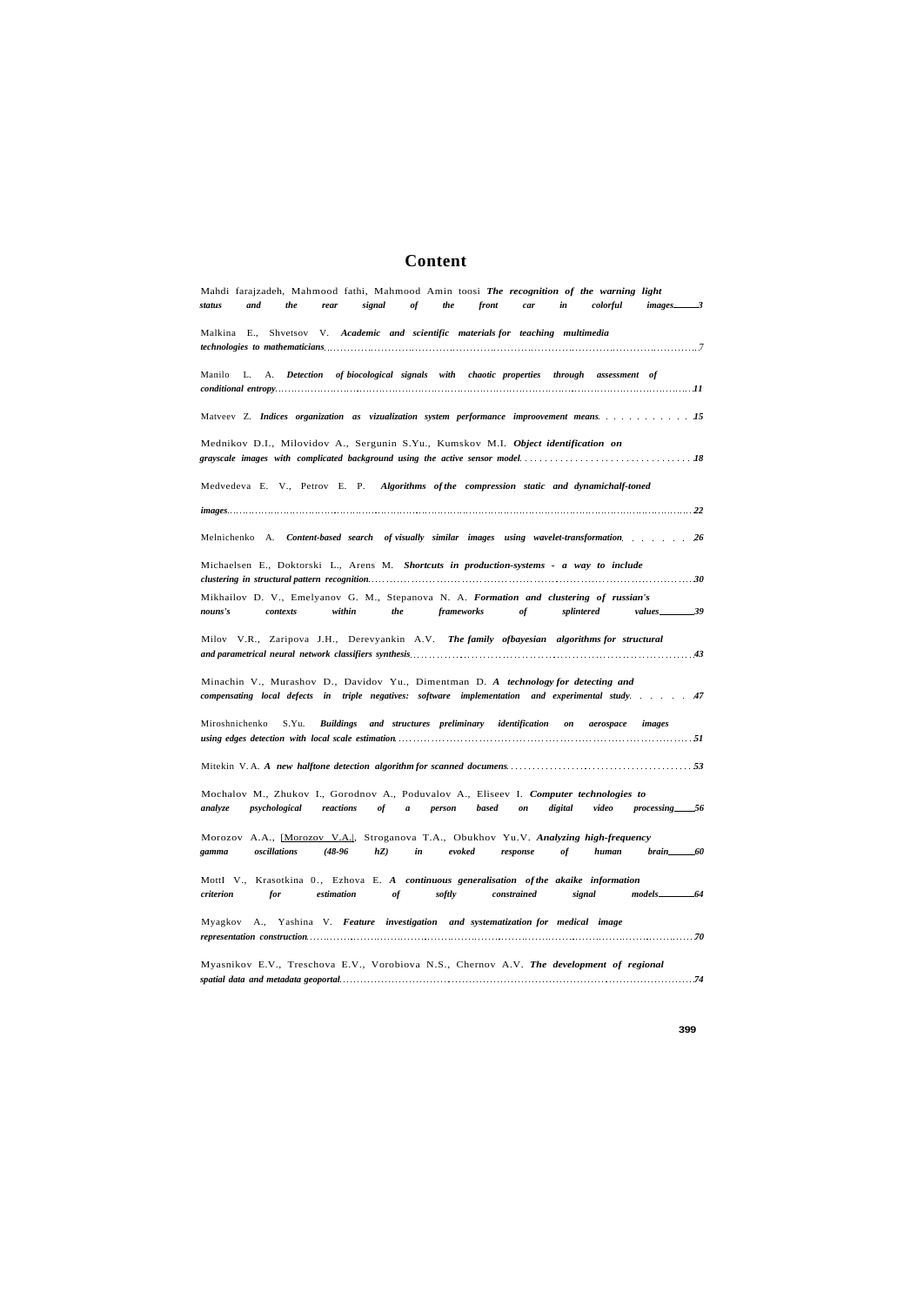# Content

Mahdi farajzadeh, Mahmood fathi, Mahmood Amin toosi ***The recognition of the warning light status and the rear signal of the front car in colorful images*** 3

Malkina E., Shvetsov V. ***Academic and scientific materials for teaching multimedia technologies to mathematicians*** 7

Manilo L. A. ***Detection of biocological signals with chaotic properties through assessment of conditional entropy*** 11

Matveev Z. ***Indices organization as vizualization system performance improovement means*** 15

Mednikov D.I., Milovidov A., Sergunin S.Yu., Kumskov M.I. ***Object identification on grayscale images with complicated background using the active sensor model*** 18

Medvedeva E. V., Petrov E. P. ***Algorithms of the compression static and dynamichalf-toned images*** 22

Melnichenko A. ***Content-based search of visually similar images using wavelet-transformation*** 26

Michaelsen E., Doktorski L., Arens M. ***Shortcuts in production-systems - a way to include clustering in structural pattern recognition*** 30

Mikhailov D. V., Emelyanov G. M., Stepanova N. A. ***Formation and clustering of russian's nouns's contexts within the frameworks of splintered values*** 39

Milov V.R., Zaripova J.H., Derevyankin A.V. ***The family ofbayesian algorithms for structural and parametrical neural network classifiers synthesis*** 43

Minachin V., Murashov D., Davidov Yu., Dimentman D. ***A technology for detecting and compensating local defects in triple negatives: software implementation and experimental study*** 47

Miroshnichenko S.Yu. ***Buildings and structures preliminary identification on aerospace images using edges detection with local scale estimation*** 51

Mitekin V.A. ***A new halftone detection algorithm for scanned documens*** 53

Mochalov M., Zhukov I., Gorodnov A., Poduvalov A., Eliseev I. ***Computer technologies to analyze psychological reactions of a person based on digital video processing*** 56

Morozov A.A., [Morozov V.A.], Stroganova T.A., Obukhov Yu.V. ***Analyzing high-frequency gamma oscillations (48-96 hZ) in evoked response of human brain*** 60

MottI V., Krasotkina 0., Ezhova E. ***A continuous generalisation of the akaike information criterion for estimation of softly constrained signal models*** 64

Myagkov A., Yashina V. ***Feature investigation and systematization for medical image representation construction*** 70

Myasnikov E.V., Treschova E.V., Vorobiova N.S., Chernov A.V. ***The development of regional spatial data and metadata geoportal*** 74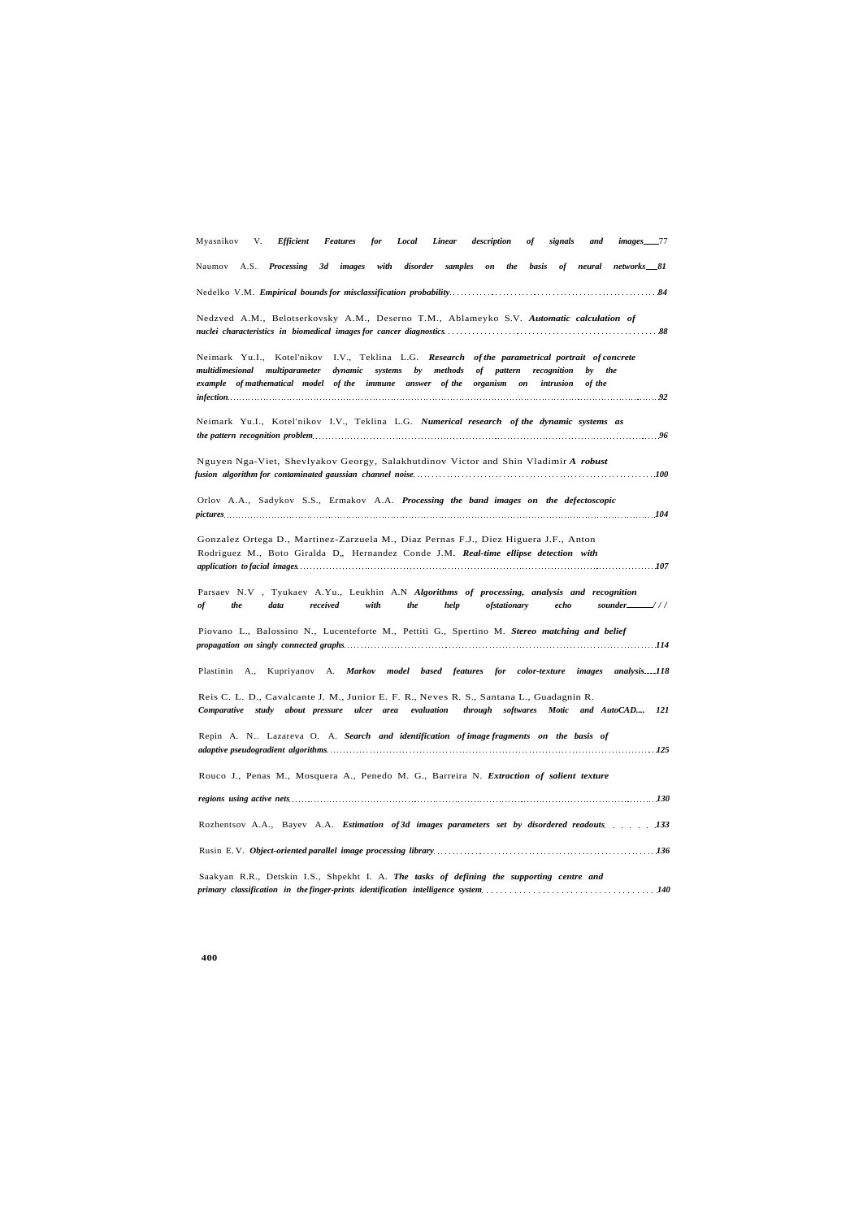Myasnikov V. ***Efficient Features for Local Linear description of signals and images*** ....77

Naumov A.S. ***Processing 3d images with disorder samples on the basis of neural networks*** ....81

Nedelko V.M. ***Empirical bounds for misclassification probability*** .......... 84

Nedzved A.M., Belotserkovsky A.M., Deserno T.M., Ablameyko S.V. ***Automatic calculation of nuclei characteristics in biomedical images for cancer diagnostics*** .......... 88

Neimark Yu.I., Kotel'nikov I.V., Teklina L.G. ***Research of the parametrical portrait of concrete multidimesional multiparameter dynamic systems by methods of pattern recognition by the example of mathematical model of the immune answer of the organism on intrusion of the infection*** .......... 92

Neimark Yu.I., Kotel'nikov I.V., Teklina L.G. ***Numerical research of the dynamic systems as the pattern recognition problem*** .......... 96

Nguyen Nga-Viet, Shevlyakov Georgy, Salakhutdinov Victor and Shin Vladimir ***A robust fusion algorithm for contaminated gaussian channel noise*** .......... 100

Orlov A.A., Sadykov S.S., Ermakov A.A. ***Processing the band images on the defectoscopic pictures*** .......... 104

Gonzalez Ortega D., Martinez-Zarzuela M., Diaz Pernas F.J., Diez Higuera J.F., Anton Rodriguez M., Boto Giralda D,, Hernandez Conde J.M. ***Real-time ellipse detection with application to facial images*** .......... 107

Parsaev N.V , Tyukaev A.Yu., Leukhin A.N ***Algorithms of processing, analysis and recognition of the data received with the help ofstationary echo sounder*** ....../ / /

Piovano L., Balossino N., Lucenteforte M., Pettiti G., Spertino M. ***Stereo matching and belief propagation on singly connected graphs*** .......... 114

Plastinin A., Kupriyanov A. ***Markov model based features for color-texture images analysis*** ....118

Reis C. L. D., Cavalcante J. M., Junior E. F. R., Neves R. S., Santana L., Guadagnin R. ***Comparative study about pressure ulcer area evaluation through softwares Motic and AutoCAD.*** ... 121

Repin A. N.. Lazareva O. A. ***Search and identification of image fragments on the basis of adaptive pseudogradient algorithms*** .......... 125

Rouco J., Penas M., Mosquera A., Penedo M. G., Barreira N. ***Extraction of salient texture regions using active nets*** .......... 130

Rozhentsov A.A., Bayev A.A. ***Estimation of 3d images parameters set by disordered readouts*** .......... 133

Rusin E.V. ***Object-oriented parallel image processing library*** .......... 136

Saakyan R.R., Detskin I.S., Shpekht I. A. ***The tasks of defining the supporting centre and primary classification in the finger-prints identification intelligence system*** .......... 140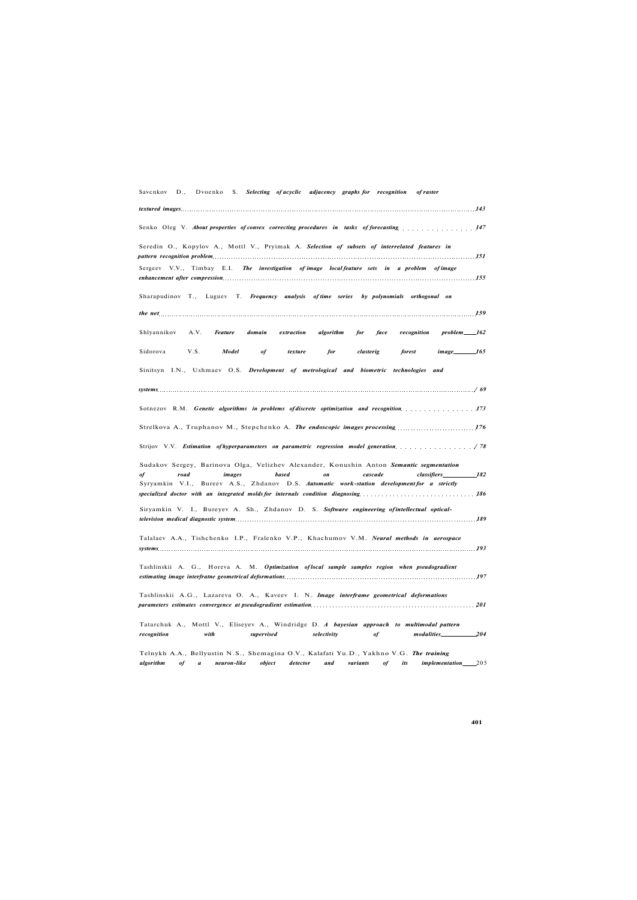Savcnkov D., Dvoenko S. ***Selecting of acyclic adjacency graphs for recognition of raster textured images*** ... 143

Senko Oleg V. ***About properties of convex correcting procedures in tasks of forecasting*** ... 147

Seredin O., Kopylov A., Mottl V., Pryimak A. ***Selection of subsets of interrelated features in pattern recognition problem*** ... 151

Sergeev V.V., Timbay E.I. ***The investigation of image local feature sets in a problem of image enhancement after compression*** ... 155

Sharapudinov T., Luguev T. ***Frequency analysis of time series by polynomials orthogonal on the net*** ... 159

Shlyannikov A.V. ***Feature domain extraction algorithm for face recognition problem*** ... 162

Sidorova V.S. ***Model of texture for clasterig forest image*** ... 165

Sinitsyn I.N., Ushmaev O.S. ***Development of metrological and biometric technologies and systems*** ... / 69

Sotnezov R.M. ***Genetic algorithms in problems of discrete optimization and recognition*** ... 173

Strelkova A., Truphanov M., Stepchenko A. ***The endoscopic images processing*** ... 176

Strijov V.V. ***Estimation of hyperparameters on parametric regression model generation*** ... / 78

Sudakov Sergey, Barinova Olga, Velizhev Alexander, Konushin Anton ***Semantic segmentation of road images based on cascade classifiers*** ... 182

Syryamkin V.I., Bureev A.S., Zhdanov D.S. ***Automatic work-station development for a strictly specialized doctor with an integrated molds for internals condition diagnosing*** ... 186

Siryamkin V. I., Bureyev A. Sh., Zhdanov D. S. ***Software engineering of intellectual optical-television medical diagnostic system*** ... 189

Talalaev A.A., Tishchenko I.P., Fralenko V.P., Khachumov V.M. ***Neural methods in aerospace systems*** ... 193

Tashlinskii A. G., Horeva A. M. ***Optimization of local sample samples region when pseudogradient estimating image interfratne geometrical deformations*** ... 197

Tashlinskii A.G., Lazareva O. A., Kaveev I. N. ***Image interframe geometrical deformations parameters estimates convergence at pseudogradient estimation*** ... 201

Tatarchuk A., Mottl V., Eliseyev A., Windridge D. ***A bayesian approach to multimodal pattern recognition with supervised selectivity of modalities*** ... 204

Telnykh A.A., Bellyustin N.S., Shemagina O.V., Kalafati Yu.D., Yakhno V.G. ***The training algorithm of a neuron-like object detector and variants of its implementation*** ... 205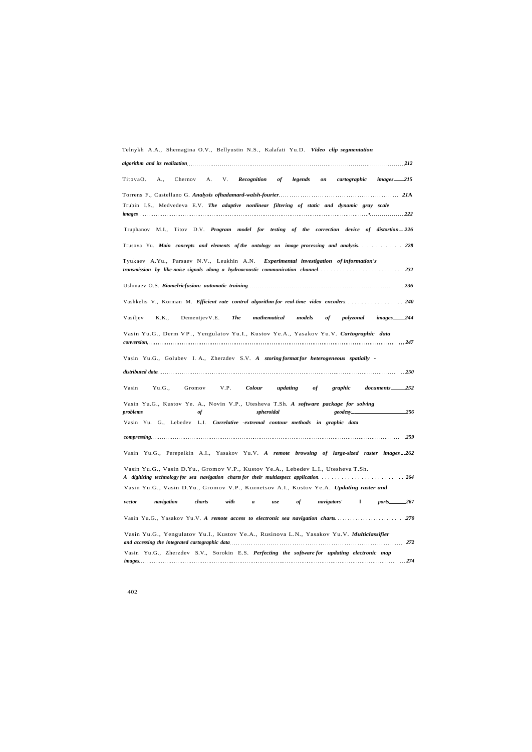Telnykh A.A., Shemagina O.V., Bellyustin N.S., Kalafati Yu.D. ***Video clip segmentation algorithm and its realization*** ............ 212

TitovaO. A., Chernov A. V. ***Recognition of legends on cartographic images*** ...... 215

Torrens F., Castellano G. ***Analysis ofhadamard-walsh-fourier*** ............ 21A

Trubin I.S., Medvedeva E.V. ***The adaptive nonlinear filtering of static and dynamic gray scale images*** ............ 222

Truphanov M.I., Titov D.V. ***Program model for testing of the correction device of distortion*** ... 226

Trusova Yu. ***Main concepts and elements of the ontology on image processing and analysis*** . . . . . . . . . . 228

Tyukaev A.Yu., Parsaev N.V., Leukhin A.N. ***Experimental investigation of information's transmission by like-noise signals along a hydroacoustic communication channel*** . . . . . . . . . . . . . 232

Ushmaev O.S. ***Biomelricfusion: automatic training*** ............ 236

Vashkelis V., Korman M. ***Efficient rate control algorithm for real-time video encoders*** . . . . . . . . . . . . . . . . 240

Vasiljev K.K., DementjevV.E. ***The mathematical models of polyzonal images*** ...... 244

Vasin Yu.G., Derm VP., Yengulatov Yu.I., Kustov Ye.A., Yasakov Yu.V. ***Cartographic data conversion*** ............ 247

Vasin Yu.G., Golubev I. A., Zherzdev S.V. ***A storing format for heterogeneous spatially - distributed data*** ............ 250

Vasin Yu.G., Gromov V.P. ***Colour updating of graphic documents*** ...... 252

Vasin Yu.G., Kustov Ye. A., Novin V.P., Utesheva T.Sh. ***A software package for solving problems of spheroidal geodesy*** ...... 256

Vasin Yu. G., Lebedev L.I. ***Correlative -extremal contour methods in graphic data compressing*** ............ 259

Vasin Yu.G., Perepelkin A.I., Yasakov Yu.V. ***A remote browsing of large-sized raster images*** ... 262

Vasin Yu.G., Vasin D.Yu., Gromov V.P., Kustov Ye.A., Lebedev L.I., Utesheva T.Sh. ***A digitizing technology for sea navigation charts for their multiaspect application*** . . . . . . . . . . . . . . . . . . . . . . . . . . 264

Vasin Yu.G., Vasin D.Yu., Gromov V.P., Kuznetsov A.I., Kustov Ye.A. ***Updating raster and vector navigation charts with a use of navigators' I ports*** ...... 267

Vasin Yu.G., Yasakov Yu.V. ***A remote access to electronic sea navigation charts*** . . . . . . . . . . . . . . . . . . . . . . . . . . 270

Vasin Yu.G., Yengulatov Yu.I., Kustov Ye.A., Rusinova L.N., Yasakov Yu.V. ***Multiclassifier and accessing the integrated cartographic data*** ............ 272

Vasin Yu.G., Zherzdev S.V., Sorokin E.S. ***Perfecting the software for updating electronic map images*** ............ 274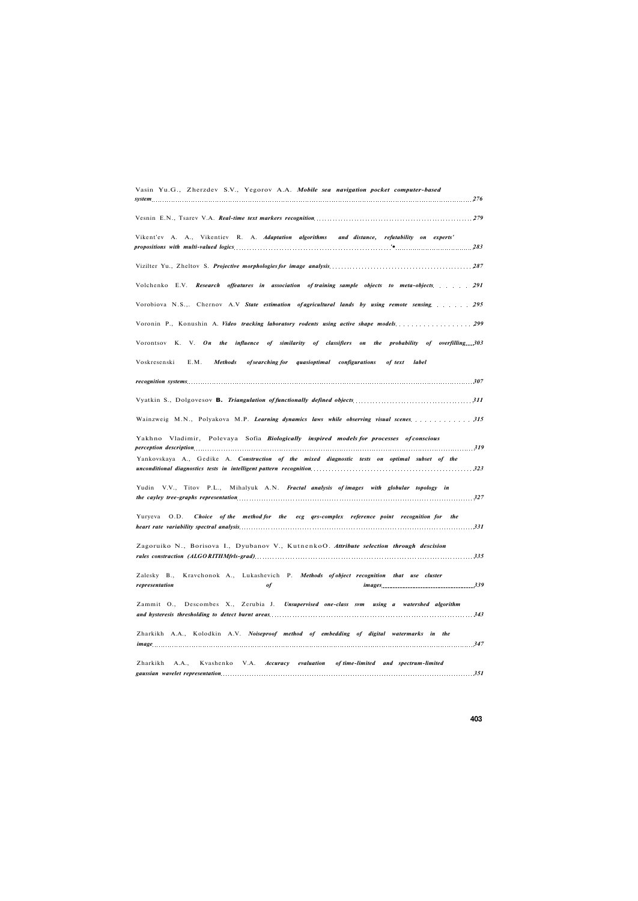Vasin Yu.G., Zherzdev S.V., Yegorov A.A. *Mobile sea navigation pocket computer-based system* ... 276

Vesnin E.N., Tsarev V.A. *Real-time text markers recognition* ... 279

Vikent'ev A. A., Vikentiev R. A. *Adaptation algorithms and distance, refutability on experts' propositions with multi-valued logics* ... 283

Vizilter Yu., Zheltov S. *Projective morphologies for image analysis* ... 287

Volchenko E.V. *Research offeatures in association of training sample objects to meta-objects* ... 291

Vorobiova N.S.,. Chernov A.V *State estimation of agricultural lands by using remote sensing* ... 295

Voronin P., Konushin A. *Video tracking laboratory rodents using active shape models* ... 299

Vorontsov K. V. *On the influence of similarity of classifiers on the probability of overfilling* ... 303

Voskresenski E.M. *Methods of searching for quasioptimal configurations of text label recognition systems* ... 307

Vyatkin S., Dolgovesov B. *Triangulation of functionally defined objects* ... 311

Wainzweig M.N., Polyakova M.P. *Learning dynamics laws while observing visual scenes* ... 315

Yakhno Vladimir, Polevaya Sofia *Biologically inspired models for processes of conscious perception description* ... 319

Yankovskaya A., Gedike A. *Construction of the mixed diagnostic tests on optimal subset of the unconditional diagnostics tests in intelligent pattern recognition* ... 323

Yudin V.V., Titov P.L., Mihalyuk A.N. *Fractal analysis of images with globular topology in the cayley tree-graphs representation* ... 327

Yuryeva O.D. *Choice of the method for the ecg qrs-complex reference point recognition for the heart rate variability spectral analysis* ... 331

Zagoruiko N., Borisova I., Dyubanov V., KutnenkoO. *Attribute selection through descision rules constraction (ALGORITHMfrls-grad)* ... 335

Zalesky B., Kravchonok A., Lukashevich P. *Methods of object recognition that use cluster representation of images* ... 339

Zammit O., Descombes X., Zerubia J. *Unsupervised one-class svm using a watershed algorithm and hysteresis thresholding to detect burnt areas* ... 343

Zharkikh A.A., Kolodkin A.V. *Noiseproof method of embedding of digital watermarks in the image* ... 347

Zharkikh A.A., Kvashenko V.A. *Accuracy evaluation of time-limited and spectrum-limited gaussian wavelet representation* ... 351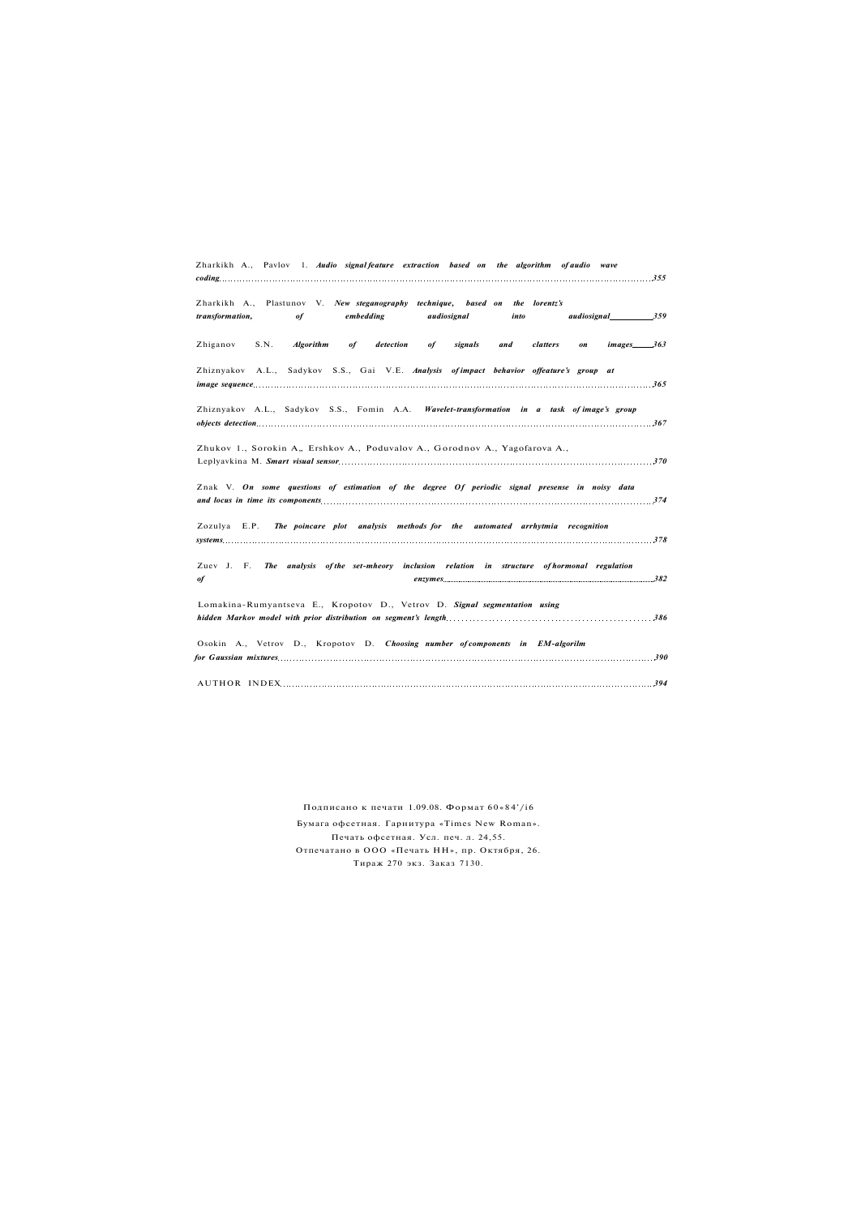Zharkikh A., Pavlov I. *Audio signal feature extraction based on the algorithm of audio wave coding*..........355

Zharkikh A., Plastunov V. *New steganography technique, based on the lorentz's transformation, of embedding audiosignal into audiosignal*..........359

Zhiganov S.N. *Algorithm of detection of signals and clatters on images*..........363

Zhiznyakov A.L., Sadykov S.S., Gai V.E. *Analysis of impact behavior of feature's group at image sequence*..........365

Zhiznyakov A.L., Sadykov S.S., Fomin A.A. *Wavelet-transformation in a task of image's group objects detection*..........367

Zhukov I., Sorokin A., Ershkov A., Poduvalov A., Gorodnov A., Yagofarova A., Leplyavkina M. *Smart visual sensor*..........370

Znak V. *On some questions of estimation of the degree Of periodic signal presense in noisy data and locus in time its components*..........374

Zozulya E.P. *The poincare plot analysis methods for the automated arrhytmia recognition systems*..........378

Zuev J. F. *The analysis of the set-mheory inclusion relation in structure of hormonal regulation of enzymes*..........382

Lomakina-Rumyantseva E., Kropotov D., Vetrov D. *Signal segmentation using hidden Markov model with prior distribution on segment's length*..........386

Osokin A., Vetrov D., Kropotov D. *Choosing number of components in EM-algorilm for Gaussian mixtures*..........390

AUTHOR INDEX..........394

Подписано к печати 1.09.08. Формат 60«84'/i6
Бумага офсетная. Гарнитура «Times New Roman».
Печать офсетная. Усл. печ. л. 24,55.
Отпечатано в ООО «Печать НН», пр. Октября, 26.
Тираж 270 экз. Заказ 7130.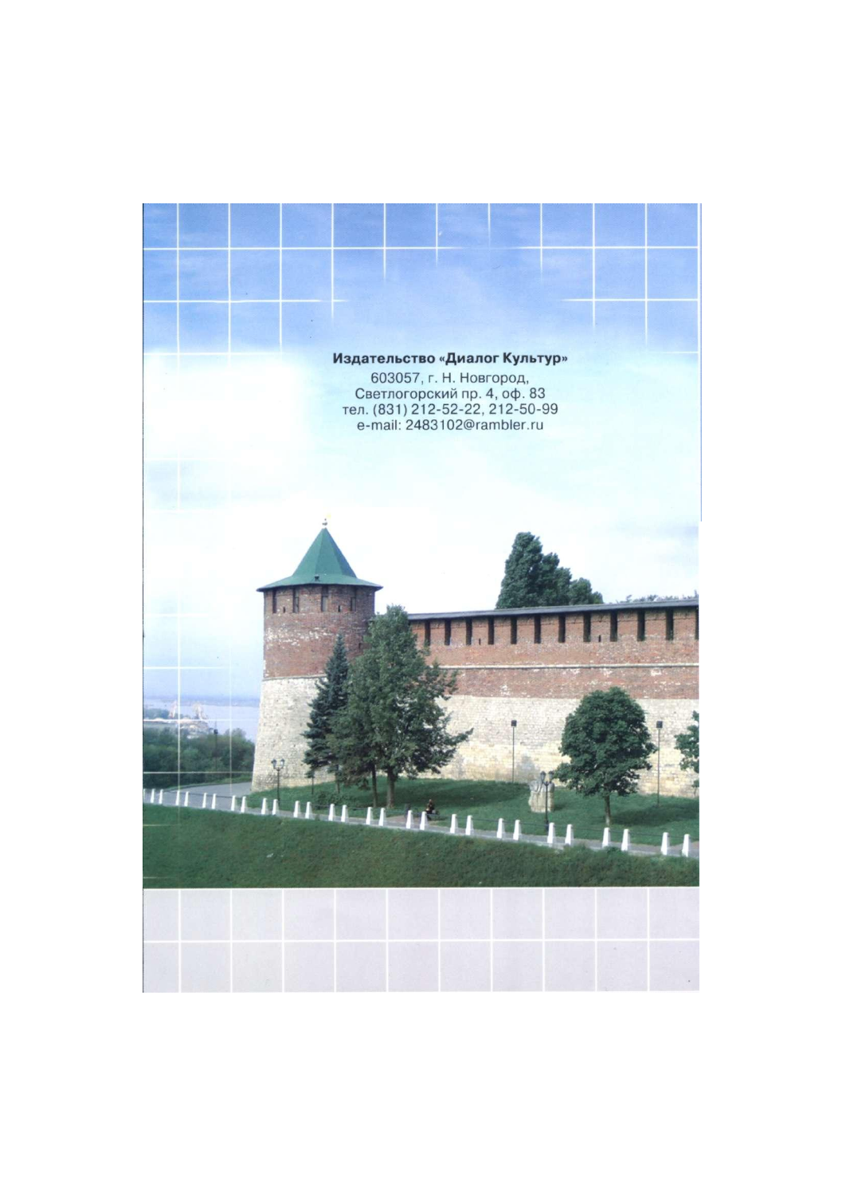**Издательство «Диалог Культур»**

603057, г. Н. Новгород,
Светлогорский пр. 4, оф. 83
тел. (831) 212-52-22, 212-50-99
e-mail: 2483102@rambler.ru